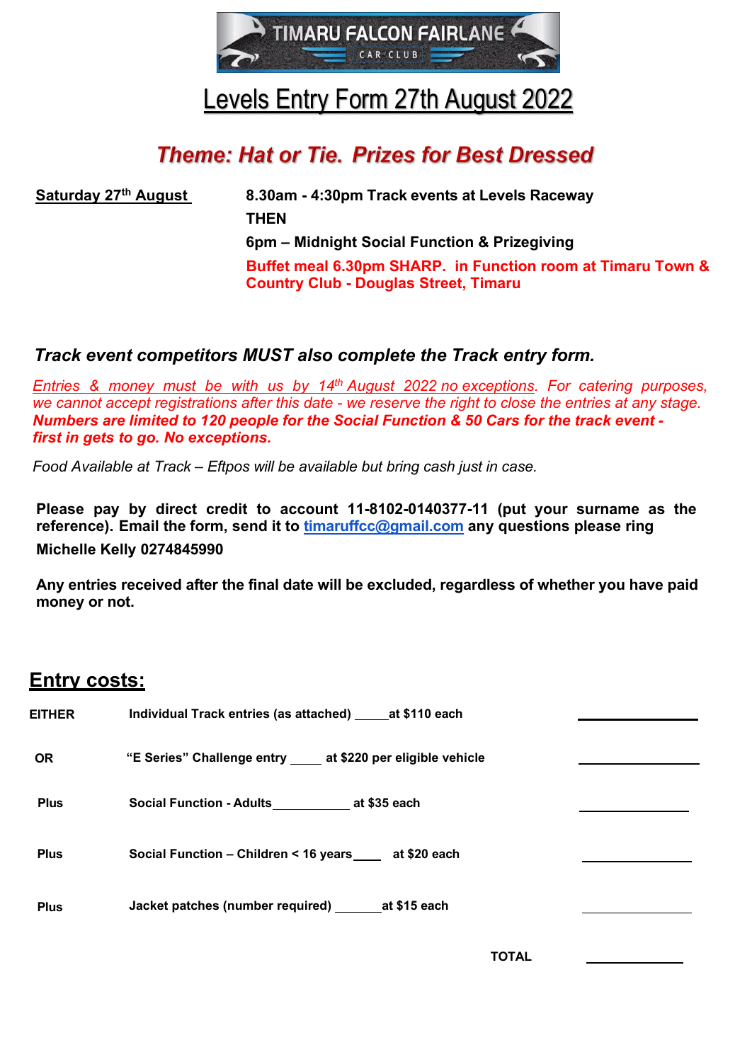TIMARU FALCON FAIRLANE CAR CLUB

# Levels Entry Form 27th August 2022

## *Theme: Hat or Tie. Prizes for Best Dressed*

**Saturday 27th August**

**8.30am - 4:30pm Track events at Levels Raceway**

**THEN**

**6pm – Midnight Social Function & Prizegiving**

**Buffet meal 6.30pm SHARP. in Function room at Timaru Town & Country Club - Douglas Street, Timaru**

***Track event competitors MUST also complete the Track entry form.***

*Entries & money must be with us by 14th August 2022 no exceptions. For catering purposes, we cannot accept registrations after this date - we reserve the right to close the entries at any stage.* ***Numbers are limited to 120 people for the Social Function & 50 Cars for the track event - first in gets to go. No exceptions.***

*Food Available at Track – Eftpos will be available but bring cash just in case.*

**Please pay by direct credit to account 11-8102-0140377-11 (put your surname as the reference). Email the form, send it to timaruffcc@gmail.com any questions please ring Michelle Kelly 0274845990**

**Any entries received after the final date will be excluded, regardless of whether you have paid money or not.**

## Entry costs:

| | | |
|---|---|---|
| **EITHER** | **Individual Track entries (as attached) \_\_\_\_\_at $110 each** | \_\_\_\_\_\_\_\_\_\_\_\_ |
| **OR** | **"E Series" Challenge entry \_\_\_\_ at $220 per eligible vehicle** | \_\_\_\_\_\_\_\_\_\_\_\_ |
| **Plus** | **Social Function - Adults\_\_\_\_\_\_\_\_\_\_\_ at $35 each** | \_\_\_\_\_\_\_\_\_\_\_\_ |
| **Plus** | **Social Function – Children < 16 years\_\_\_\_ at $20 each** | \_\_\_\_\_\_\_\_\_\_\_\_ |
| **Plus** | **Jacket patches (number required) \_\_\_\_\_\_at $15 each** | \_\_\_\_\_\_\_\_\_\_\_\_ |
| | **TOTAL** | \_\_\_\_\_\_\_\_\_\_\_\_ |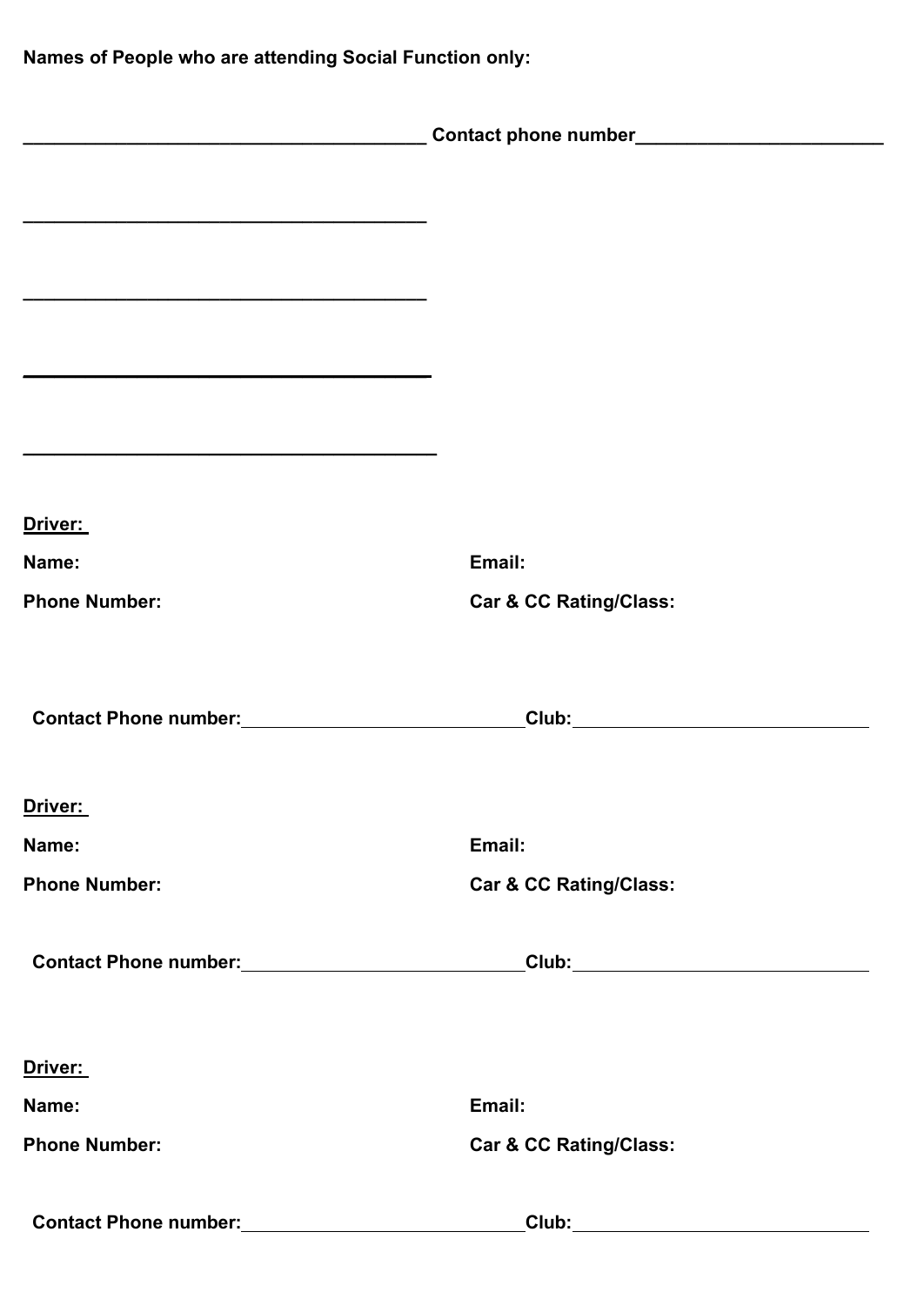**Names of People who are attending Social Function only:**

________________________________________ **Contact phone number**________________________

________________________________________

________________________________________

________________________________________

________________________________________

**Driver:**

**Name:** **Email:**

**Phone Number:** **Car & CC Rating/Class:**

**Contact Phone number:**____________________________**Club:**______________________________

**Driver:**

**Name:** **Email:**

**Phone Number:** **Car & CC Rating/Class:**

**Contact Phone number:**____________________________**Club:**______________________________

**Driver:**

**Name:** **Email:**

**Phone Number:** **Car & CC Rating/Class:**

**Contact Phone number:**____________________________**Club:**______________________________